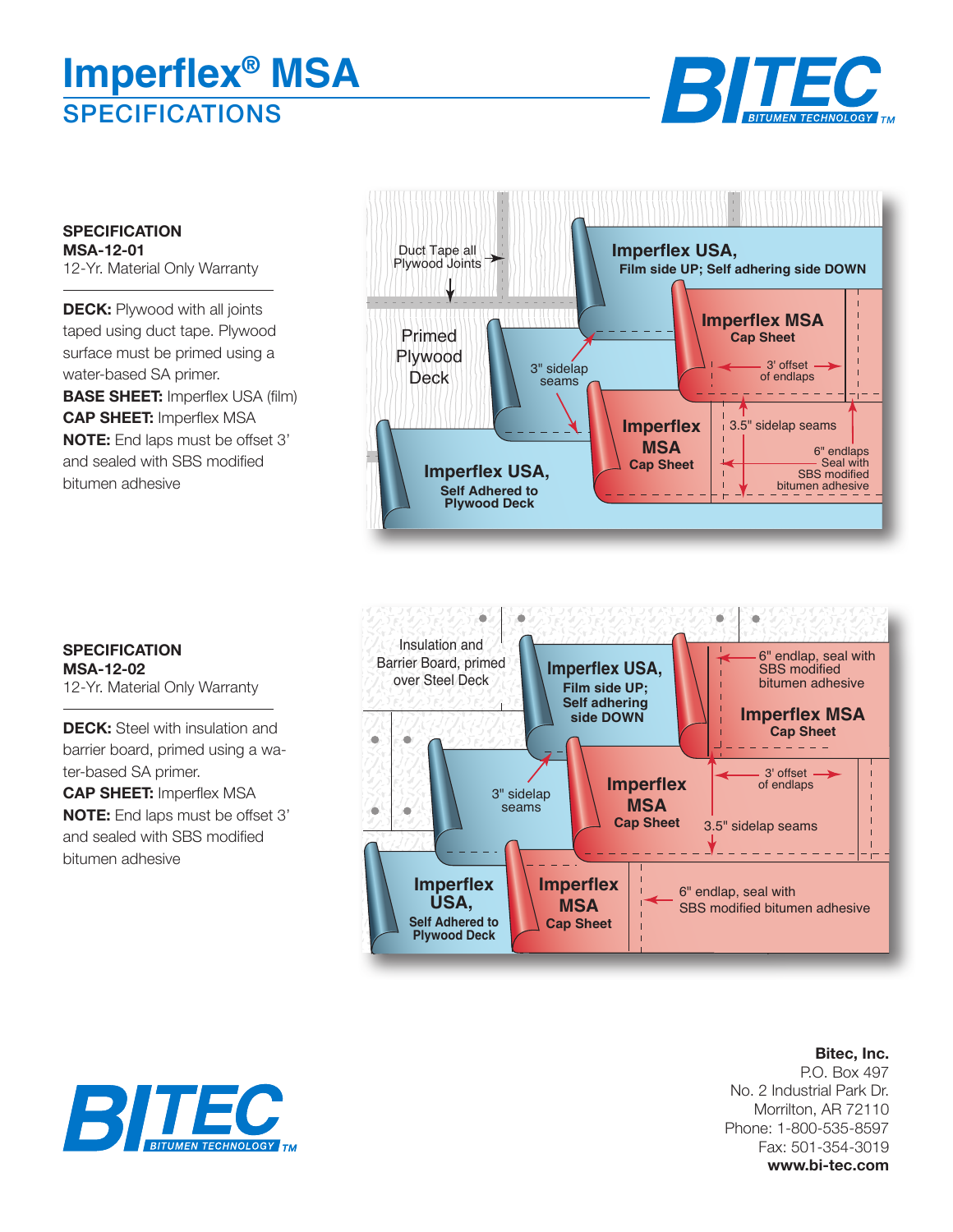# Imperflex® MSA

## SPECIFICATIONS

**SPECIFICATION**
**MSA-12-01**
12-Yr. Material Only Warranty

**DECK:** Plywood with all joints taped using duct tape. Plywood surface must be primed using a water-based SA primer.
**BASE SHEET:** Imperflex USA (film)
**CAP SHEET:** Imperflex MSA
**NOTE:** End laps must be offset 3' and sealed with SBS modified bitumen adhesive

Duct Tape all Plywood Joints

Primed Plywood Deck

**Imperflex USA,**
**Film side UP; Self adhering side DOWN**

**Imperflex MSA**
**Cap Sheet**

3" sidelap seams

3' offset of endlaps

**Imperflex MSA Cap Sheet**

3.5" sidelap seams

6" endlaps Seal with SBS modified bitumen adhesive

**Imperflex USA,**
**Self Adhered to Plywood Deck**

**SPECIFICATION**
**MSA-12-02**
12-Yr. Material Only Warranty

**DECK:** Steel with insulation and barrier board, primed using a water-based SA primer.
**CAP SHEET:** Imperflex MSA
**NOTE:** End laps must be offset 3' and sealed with SBS modified bitumen adhesive

Insulation and Barrier Board, primed over Steel Deck

**Imperflex USA,**
**Film side UP;**
**Self adhering side DOWN**

6" endlap, seal with SBS modified bitumen adhesive

**Imperflex MSA**
**Cap Sheet**

3" sidelap seams

**Imperflex MSA Cap Sheet**

3' offset of endlaps

3.5" sidelap seams

**Imperflex USA,**
**Self Adhered to Plywood Deck**

**Imperflex MSA**
**Cap Sheet**

6" endlap, seal with SBS modified bitumen adhesive

**Bitec, Inc.**
P.O. Box 497
No. 2 Industrial Park Dr.
Morrilton, AR 72110
Phone: 1-800-535-8597
Fax: 501-354-3019
**www.bi-tec.com**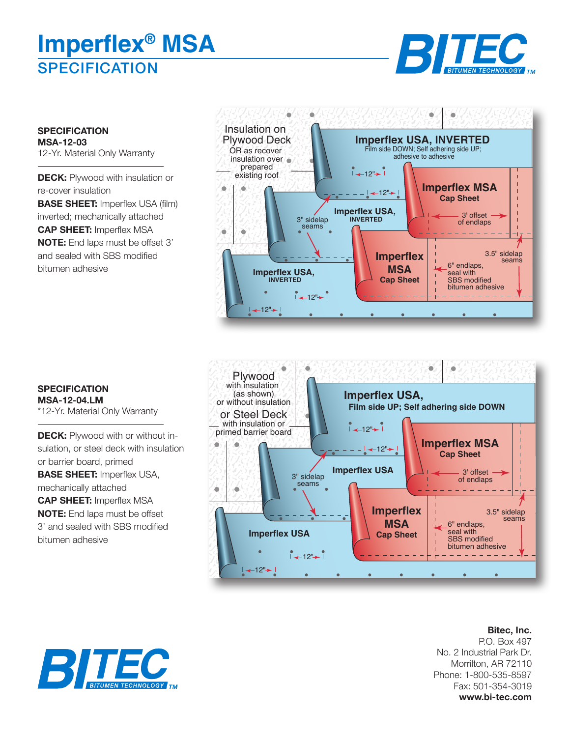# Imperflex® MSA

## SPECIFICATION

**SPECIFICATION**
**MSA-12-03**
12-Yr. Material Only Warranty

**DECK:** Plywood with insulation or re-cover insulation
**BASE SHEET:** Imperflex USA (film) inverted; mechanically attached
**CAP SHEET:** Imperflex MSA
**NOTE:** End laps must be offset 3' and sealed with SBS modified bitumen adhesive

Insulation on Plywood Deck OR as recover insulation over prepared existing roof

Imperflex USA, INVERTED
Film side DOWN; Self adhering side UP; adhesive to adhesive

Imperflex MSA Cap Sheet

Imperflex USA, INVERTED

3" sidelap seams

3' offset of endlaps

Imperflex MSA Cap Sheet

3.5" sidelap seams

6" endlaps, seal with SBS modified bitumen adhesive

12"

**SPECIFICATION**
**MSA-12-04.LM**
*12-Yr. Material Only Warranty

**DECK:** Plywood with or without insulation, or steel deck with insulation or barrier board, primed
**BASE SHEET:** Imperflex USA, mechanically attached
**CAP SHEET:** Imperflex MSA
**NOTE:** End laps must be offset 3' and sealed with SBS modified bitumen adhesive

Plywood with insulation (as shown) or without insulation or Steel Deck with insulation or primed barrier board

Imperflex USA,
Film side UP; Self adhering side DOWN

Imperflex MSA Cap Sheet

Imperflex USA

3" sidelap seams

3' offset of endlaps

Imperflex MSA Cap Sheet

3.5" sidelap seams

6" endlaps, seal with SBS modified bitumen adhesive

12"

**Bitec, Inc.**
P.O. Box 497
No. 2 Industrial Park Dr.
Morrilton, AR 72110
Phone: 1-800-535-8597
Fax: 501-354-3019
**www.bi-tec.com**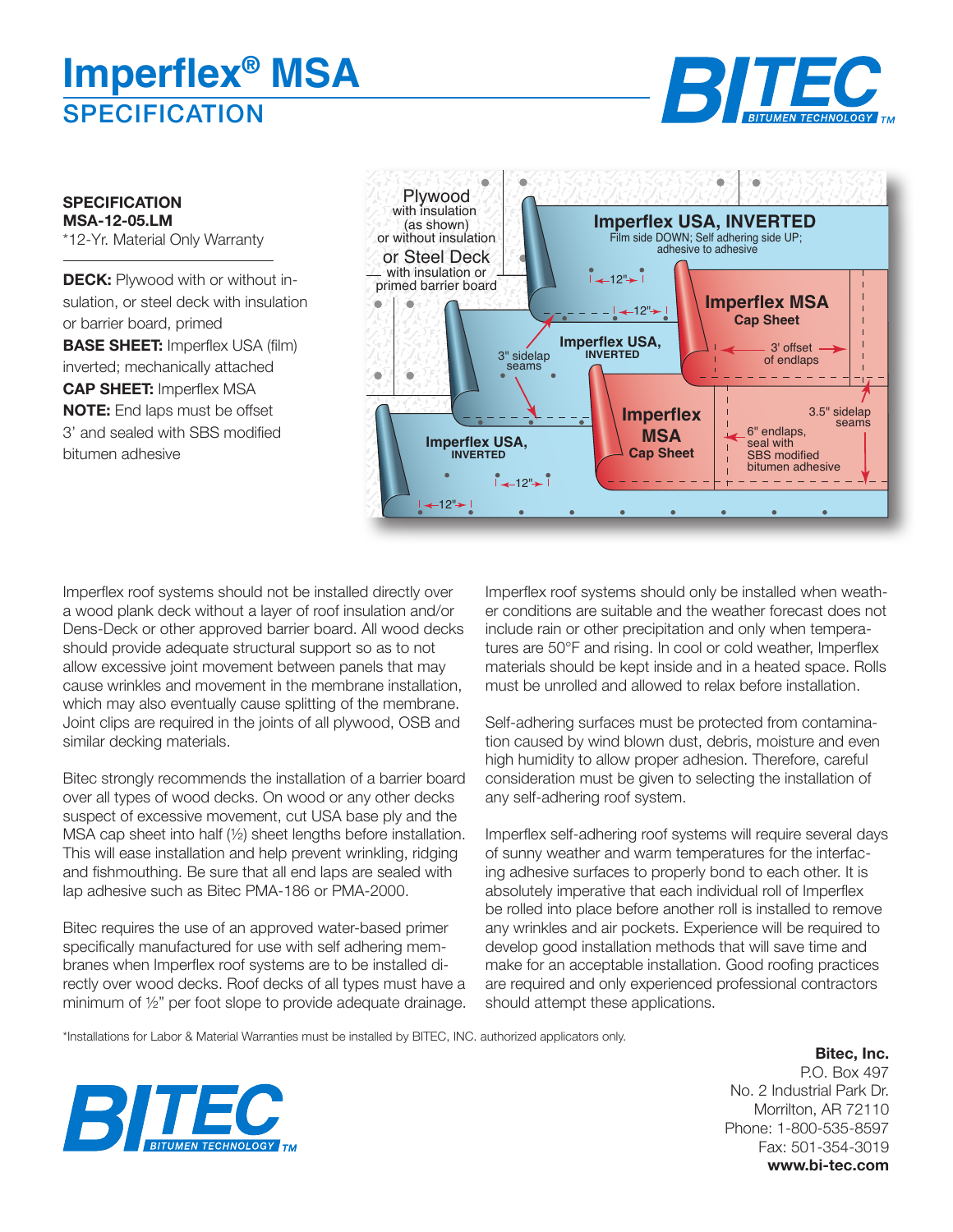# Imperflex® MSA

## SPECIFICATION

**SPECIFICATION**
**MSA-12-05.LM**
*12-Yr. Material Only Warranty

**DECK:** Plywood with or without insulation, or steel deck with insulation or barrier board, primed
**BASE SHEET:** Imperflex USA (film) inverted; mechanically attached
**CAP SHEET:** Imperflex MSA
**NOTE:** End laps must be offset 3' and sealed with SBS modified bitumen adhesive

Plywood with insulation (as shown) or without insulation or Steel Deck with insulation or primed barrier board

Imperflex USA, INVERTED
Film side DOWN; Self adhering side UP; adhesive to adhesive

12"

12"

Imperflex MSA
Cap Sheet

Imperflex USA, INVERTED

3" sidelap seams

3' offset of endlaps

Imperflex MSA
Cap Sheet

3.5" sidelap seams

6" endlaps, seal with SBS modified bitumen adhesive

Imperflex USA, INVERTED

12"

12"

Imperflex roof systems should not be installed directly over a wood plank deck without a layer of roof insulation and/or Dens-Deck or other approved barrier board. All wood decks should provide adequate structural support so as to not allow excessive joint movement between panels that may cause wrinkles and movement in the membrane installation, which may also eventually cause splitting of the membrane. Joint clips are required in the joints of all plywood, OSB and similar decking materials.

Bitec strongly recommends the installation of a barrier board over all types of wood decks. On wood or any other decks suspect of excessive movement, cut USA base ply and the MSA cap sheet into half (½) sheet lengths before installation. This will ease installation and help prevent wrinkling, ridging and fishmouthing. Be sure that all end laps are sealed with lap adhesive such as Bitec PMA-186 or PMA-2000.

Bitec requires the use of an approved water-based primer specifically manufactured for use with self adhering membranes when Imperflex roof systems are to be installed directly over wood decks. Roof decks of all types must have a minimum of ½" per foot slope to provide adequate drainage.

Imperflex roof systems should only be installed when weather conditions are suitable and the weather forecast does not include rain or other precipitation and only when temperatures are 50°F and rising. In cool or cold weather, Imperflex materials should be kept inside and in a heated space. Rolls must be unrolled and allowed to relax before installation.

Self-adhering surfaces must be protected from contamination caused by wind blown dust, debris, moisture and even high humidity to allow proper adhesion. Therefore, careful consideration must be given to selecting the installation of any self-adhering roof system.

Imperflex self-adhering roof systems will require several days of sunny weather and warm temperatures for the interfacing adhesive surfaces to properly bond to each other. It is absolutely imperative that each individual roll of Imperflex be rolled into place before another roll is installed to remove any wrinkles and air pockets. Experience will be required to develop good installation methods that will save time and make for an acceptable installation. Good roofing practices are required and only experienced professional contractors should attempt these applications.

*Installations for Labor & Material Warranties must be installed by BITEC, INC. authorized applicators only.

**Bitec, Inc.**
P.O. Box 497
No. 2 Industrial Park Dr.
Morrilton, AR 72110
Phone: 1-800-535-8597
Fax: 501-354-3019
**www.bi-tec.com**